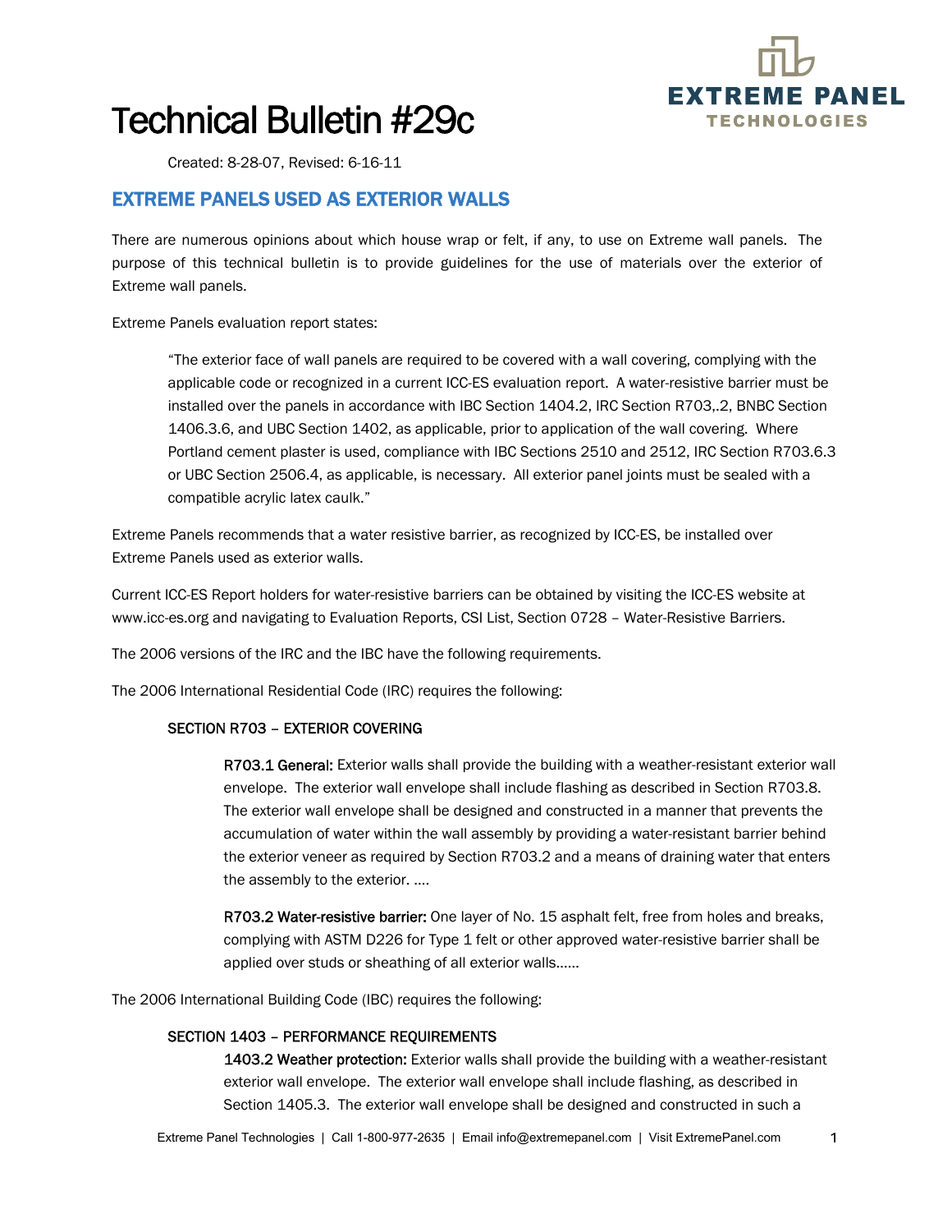// Technical Bulletin #29c

Created: 8-28-07, Revised: 6-16-11

## EXTREME PANELS USED AS EXTERIOR WALLS

There are numerous opinions about which house wrap or felt, if any, to use on Extreme wall panels. The purpose of this technical bulletin is to provide guidelines for the use of materials over the exterior of Extreme wall panels.

Extreme Panels evaluation report states:

> "The exterior face of wall panels are required to be covered with a wall covering, complying with the applicable code or recognized in a current ICC-ES evaluation report. A water-resistive barrier must be installed over the panels in accordance with IBC Section 1404.2, IRC Section R703,.2, BNBC Section 1406.3.6, and UBC Section 1402, as applicable, prior to application of the wall covering. Where Portland cement plaster is used, compliance with IBC Sections 2510 and 2512, IRC Section R703.6.3 or UBC Section 2506.4, as applicable, is necessary. All exterior panel joints must be sealed with a compatible acrylic latex caulk."

Extreme Panels recommends that a water resistive barrier, as recognized by ICC-ES, be installed over Extreme Panels used as exterior walls.

Current ICC-ES Report holders for water-resistive barriers can be obtained by visiting the ICC-ES website at www.icc-es.org and navigating to Evaluation Reports, CSI List, Section 0728 – Water-Resistive Barriers.

The 2006 versions of the IRC and the IBC have the following requirements.

The 2006 International Residential Code (IRC) requires the following:

**SECTION R703 – EXTERIOR COVERING**

> **R703.1 General:** Exterior walls shall provide the building with a weather-resistant exterior wall envelope. The exterior wall envelope shall include flashing as described in Section R703.8. The exterior wall envelope shall be designed and constructed in a manner that prevents the accumulation of water within the wall assembly by providing a water-resistant barrier behind the exterior veneer as required by Section R703.2 and a means of draining water that enters the assembly to the exterior. ….
>
> **R703.2 Water-resistive barrier:** One layer of No. 15 asphalt felt, free from holes and breaks, complying with ASTM D226 for Type 1 felt or other approved water-resistive barrier shall be applied over studs or sheathing of all exterior walls……

The 2006 International Building Code (IBC) requires the following:

**SECTION 1403 – PERFORMANCE REQUIREMENTS**

> **1403.2 Weather protection:** Exterior walls shall provide the building with a weather-resistant exterior wall envelope. The exterior wall envelope shall include flashing, as described in Section 1405.3. The exterior wall envelope shall be designed and constructed in such a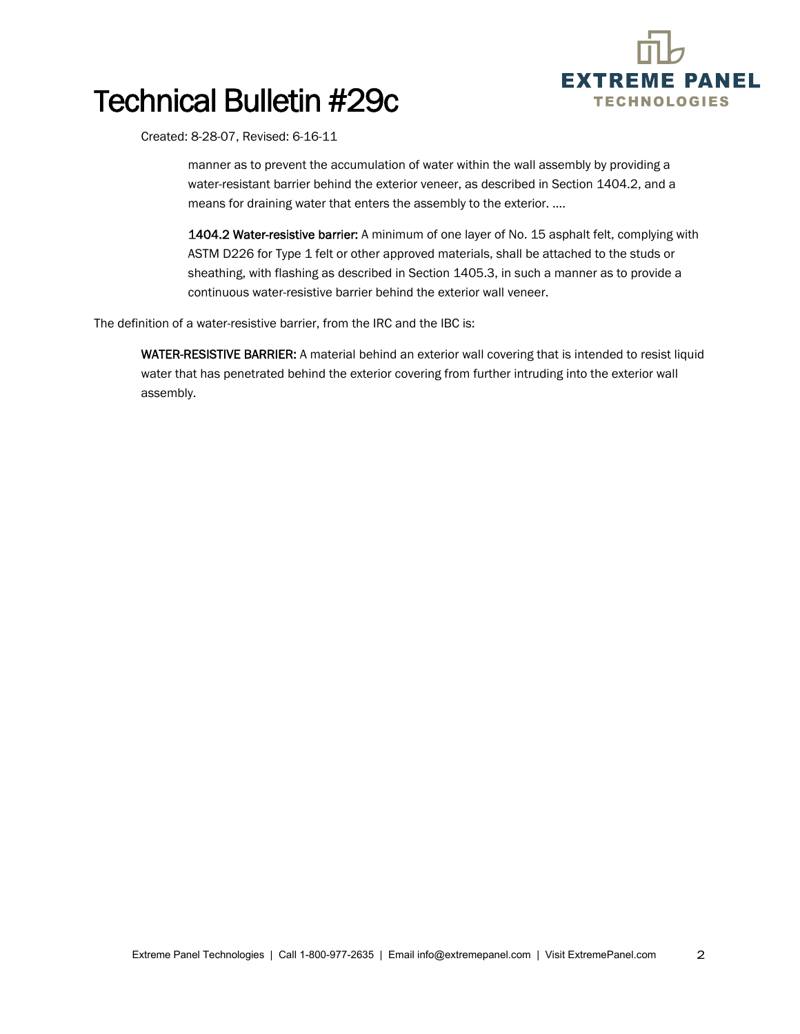manner as to prevent the accumulation of water within the wall assembly by providing a water-resistant barrier behind the exterior veneer, as described in Section 1404.2, and a means for draining water that enters the assembly to the exterior. ….

> **1404.2 Water-resistive barrier:** A minimum of one layer of No. 15 asphalt felt, complying with ASTM D226 for Type 1 felt or other approved materials, shall be attached to the studs or sheathing, with flashing as described in Section 1405.3, in such a manner as to provide a continuous water-resistive barrier behind the exterior wall veneer.

The definition of a water-resistive barrier, from the IRC and the IBC is:

> **WATER-RESISTIVE BARRIER:** A material behind an exterior wall covering that is intended to resist liquid water that has penetrated behind the exterior covering from further intruding into the exterior wall assembly.